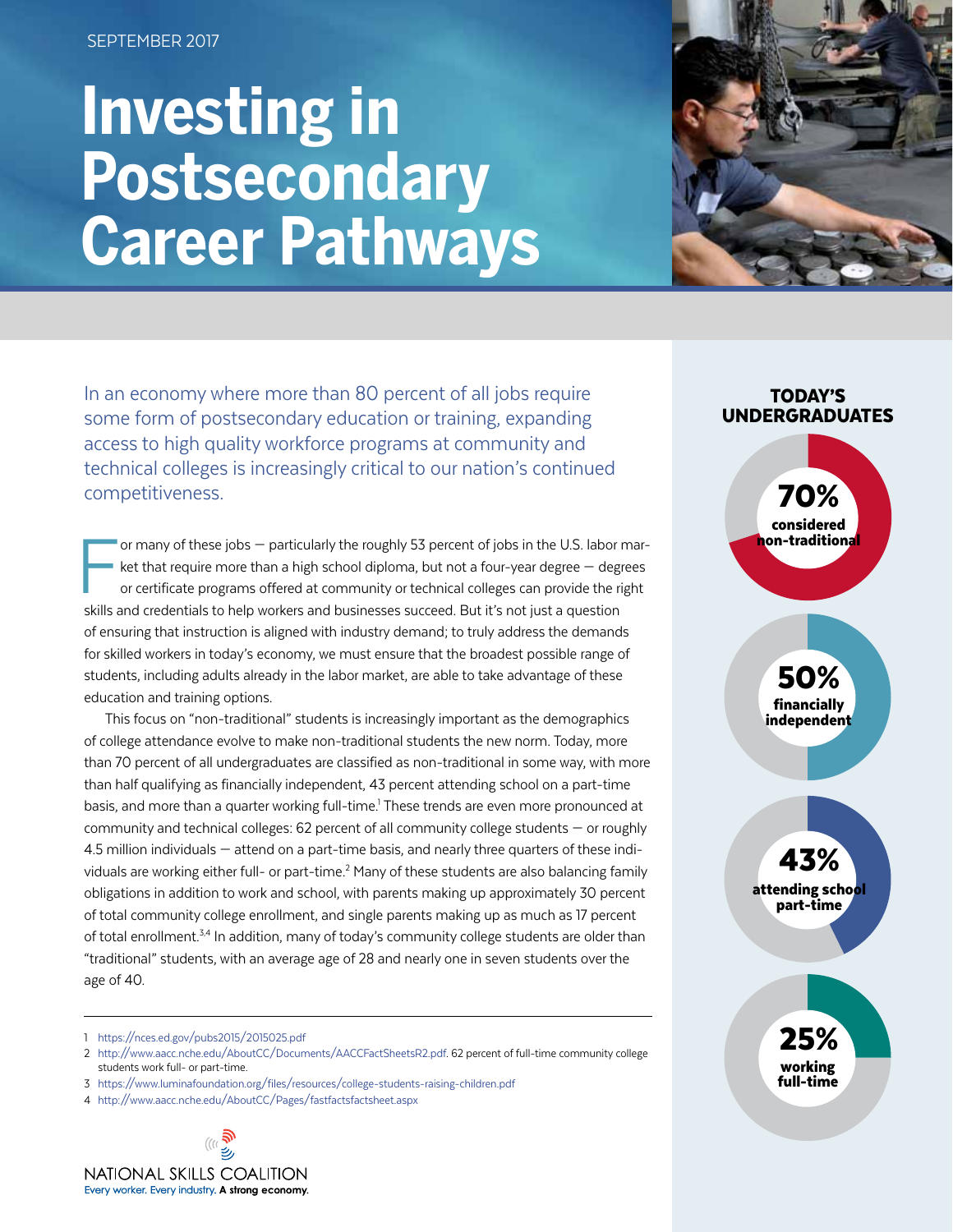SEPTEMBER 2017

# Investing in Postsecondary Career Pathways

In an economy where more than 80 percent of all jobs require some form of postsecondary education or training, expanding access to high quality workforce programs at community and technical colleges is increasingly critical to our nation's continued competitiveness.

For many of these jobs — particularly the roughly 53 percent of jobs in the U.S. labor market that require more than a high school diploma, but not a four-year degree — degrees or certificate programs offered at community or technical colleges can provide the right skills and credentials to help workers and businesses succeed. But it's not just a question of ensuring that instruction is aligned with industry demand; to truly address the demands for skilled workers in today's economy, we must ensure that the broadest possible range of students, including adults already in the labor market, are able to take advantage of these education and training options.

This focus on "non-traditional" students is increasingly important as the demographics of college attendance evolve to make non-traditional students the new norm. Today, more than 70 percent of all undergraduates are classified as non-traditional in some way, with more than half qualifying as financially independent, 43 percent attending school on a part-time basis, and more than a quarter working full-time.[1] These trends are even more pronounced at community and technical colleges: 62 percent of all community college students — or roughly 4.5 million individuals — attend on a part-time basis, and nearly three quarters of these individuals are working either full- or part-time.[2] Many of these students are also balancing family obligations in addition to work and school, with parents making up approximately 30 percent of total community college enrollment, and single parents making up as much as 17 percent of total enrollment.[3,4] In addition, many of today's community college students are older than "traditional" students, with an average age of 28 and nearly one in seven students over the age of 40.

## TODAY'S UNDERGRADUATES

- **70%** considered non-traditional
- **50%** financially independent
- **43%** attending school part-time
- **25%** working full-time

---

1 https://nces.ed.gov/pubs2015/2015025.pdf

2 http://www.aacc.nche.edu/AboutCC/Documents/AACCFactSheetsR2.pdf. 62 percent of full-time community college students work full- or part-time.

3 https://www.luminafoundation.org/files/resources/college-students-raising-children.pdf

4 http://www.aacc.nche.edu/AboutCC/Pages/fastfactsfactsheet.aspx

NATIONAL SKILLS COALITION
Every worker. Every industry. **A strong economy.**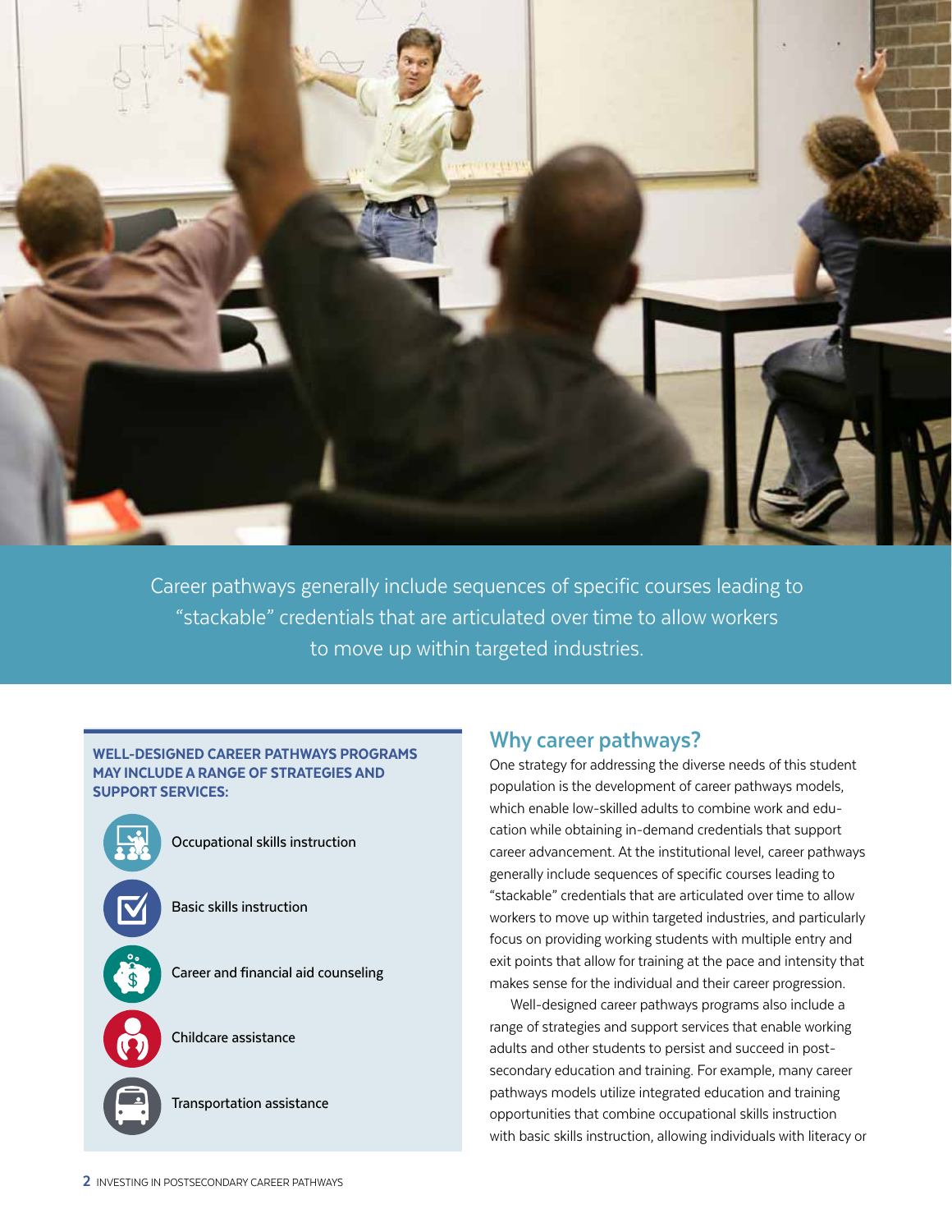Career pathways generally include sequences of specific courses leading to "stackable" credentials that are articulated over time to allow workers to move up within targeted industries.

**WELL-DESIGNED CAREER PATHWAYS PROGRAMS MAY INCLUDE A RANGE OF STRATEGIES AND SUPPORT SERVICES:**

- Occupational skills instruction
- Basic skills instruction
- Career and financial aid counseling
- Childcare assistance
- Transportation assistance

## Why career pathways?

One strategy for addressing the diverse needs of this student population is the development of career pathways models, which enable low-skilled adults to combine work and education while obtaining in-demand credentials that support career advancement. At the institutional level, career pathways generally include sequences of specific courses leading to "stackable" credentials that are articulated over time to allow workers to move up within targeted industries, and particularly focus on providing working students with multiple entry and exit points that allow for training at the pace and intensity that makes sense for the individual and their career progression.

Well-designed career pathways programs also include a range of strategies and support services that enable working adults and other students to persist and succeed in postsecondary education and training. For example, many career pathways models utilize integrated education and training opportunities that combine occupational skills instruction with basic skills instruction, allowing individuals with literacy or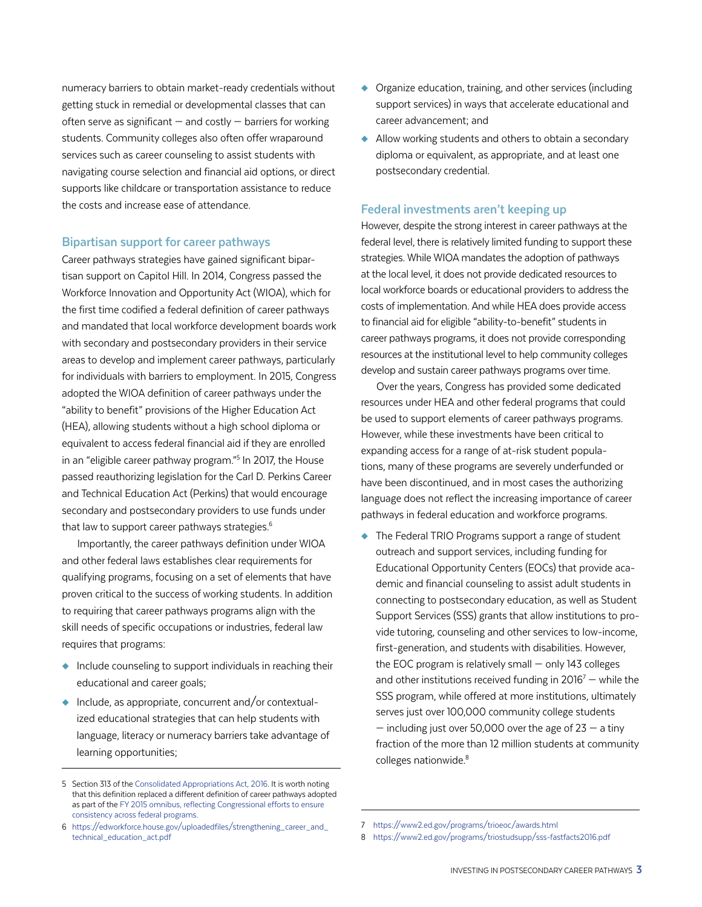numeracy barriers to obtain market-ready credentials without getting stuck in remedial or developmental classes that can often serve as significant — and costly — barriers for working students. Community colleges also often offer wraparound services such as career counseling to assist students with navigating course selection and financial aid options, or direct supports like childcare or transportation assistance to reduce the costs and increase ease of attendance.

## Bipartisan support for career pathways

Career pathways strategies have gained significant bipartisan support on Capitol Hill. In 2014, Congress passed the Workforce Innovation and Opportunity Act (WIOA), which for the first time codified a federal definition of career pathways and mandated that local workforce development boards work with secondary and postsecondary providers in their service areas to develop and implement career pathways, particularly for individuals with barriers to employment. In 2015, Congress adopted the WIOA definition of career pathways under the "ability to benefit" provisions of the Higher Education Act (HEA), allowing students without a high school diploma or equivalent to access federal financial aid if they are enrolled in an "eligible career pathway program."[5] In 2017, the House passed reauthorizing legislation for the Carl D. Perkins Career and Technical Education Act (Perkins) that would encourage secondary and postsecondary providers to use funds under that law to support career pathways strategies.[6]

Importantly, the career pathways definition under WIOA and other federal laws establishes clear requirements for qualifying programs, focusing on a set of elements that have proven critical to the success of working students. In addition to requiring that career pathways programs align with the skill needs of specific occupations or industries, federal law requires that programs:

- Include counseling to support individuals in reaching their educational and career goals;
- Include, as appropriate, concurrent and/or contextualized educational strategies that can help students with language, literacy or numeracy barriers take advantage of learning opportunities;
- Organize education, training, and other services (including support services) in ways that accelerate educational and career advancement; and
- Allow working students and others to obtain a secondary diploma or equivalent, as appropriate, and at least one postsecondary credential.

## Federal investments aren't keeping up

However, despite the strong interest in career pathways at the federal level, there is relatively limited funding to support these strategies. While WIOA mandates the adoption of pathways at the local level, it does not provide dedicated resources to local workforce boards or educational providers to address the costs of implementation. And while HEA does provide access to financial aid for eligible "ability-to-benefit" students in career pathways programs, it does not provide corresponding resources at the institutional level to help community colleges develop and sustain career pathways programs over time.

Over the years, Congress has provided some dedicated resources under HEA and other federal programs that could be used to support elements of career pathways programs. However, while these investments have been critical to expanding access for a range of at-risk student populations, many of these programs are severely underfunded or have been discontinued, and in most cases the authorizing language does not reflect the increasing importance of career pathways in federal education and workforce programs.

- The Federal TRIO Programs support a range of student outreach and support services, including funding for Educational Opportunity Centers (EOCs) that provide academic and financial counseling to assist adult students in connecting to postsecondary education, as well as Student Support Services (SSS) grants that allow institutions to provide tutoring, counseling and other services to low-income, first-generation, and students with disabilities. However, the EOC program is relatively small — only 143 colleges and other institutions received funding in 2016[7] — while the SSS program, while offered at more institutions, ultimately serves just over 100,000 community college students — including just over 50,000 over the age of 23 — a tiny fraction of the more than 12 million students at community colleges nationwide.[8]

---

5 Section 313 of the Consolidated Appropriations Act, 2016. It is worth noting that this definition replaced a different definition of career pathways adopted as part of the FY 2015 omnibus, reflecting Congressional efforts to ensure consistency across federal programs.

6 https://edworkforce.house.gov/uploadedfiles/strengthening_career_and_technical_education_act.pdf

7 https://www2.ed.gov/programs/trioeoc/awards.html

8 https://www2.ed.gov/programs/triostudsupp/sss-fastfacts2016.pdf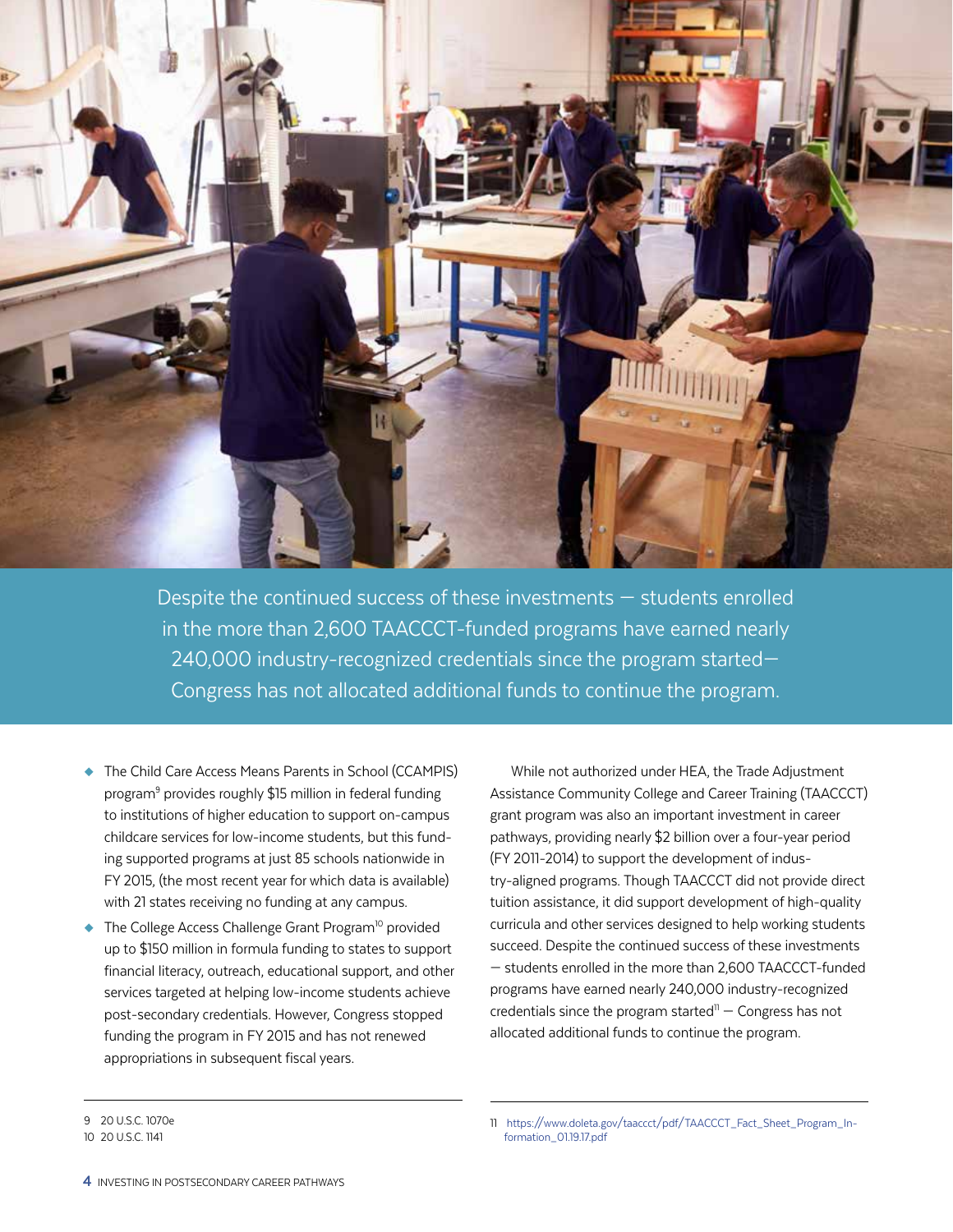> Despite the continued success of these investments — students enrolled in the more than 2,600 TAACCCT-funded programs have earned nearly 240,000 industry-recognized credentials since the program started—Congress has not allocated additional funds to continue the program.

- The Child Care Access Means Parents in School (CCAMPIS) program[9] provides roughly $15 million in federal funding to institutions of higher education to support on-campus childcare services for low-income students, but this funding supported programs at just 85 schools nationwide in FY 2015, (the most recent year for which data is available) with 21 states receiving no funding at any campus.
- The College Access Challenge Grant Program[10] provided up to $150 million in formula funding to states to support financial literacy, outreach, educational support, and other services targeted at helping low-income students achieve post-secondary credentials. However, Congress stopped funding the program in FY 2015 and has not renewed appropriations in subsequent fiscal years.

While not authorized under HEA, the Trade Adjustment Assistance Community College and Career Training (TAACCCT) grant program was also an important investment in career pathways, providing nearly $2 billion over a four-year period (FY 2011-2014) to support the development of industry-aligned programs. Though TAACCCT did not provide direct tuition assistance, it did support development of high-quality curricula and other services designed to help working students succeed. Despite the continued success of these investments — students enrolled in the more than 2,600 TAACCCT-funded programs have earned nearly 240,000 industry-recognized credentials since the program started[11] — Congress has not allocated additional funds to continue the program.

---

9 20 U.S.C. 1070e

10 20 U.S.C. 1141

11 https://www.doleta.gov/taaccct/pdf/TAACCCT_Fact_Sheet_Program_Information_01.19.17.pdf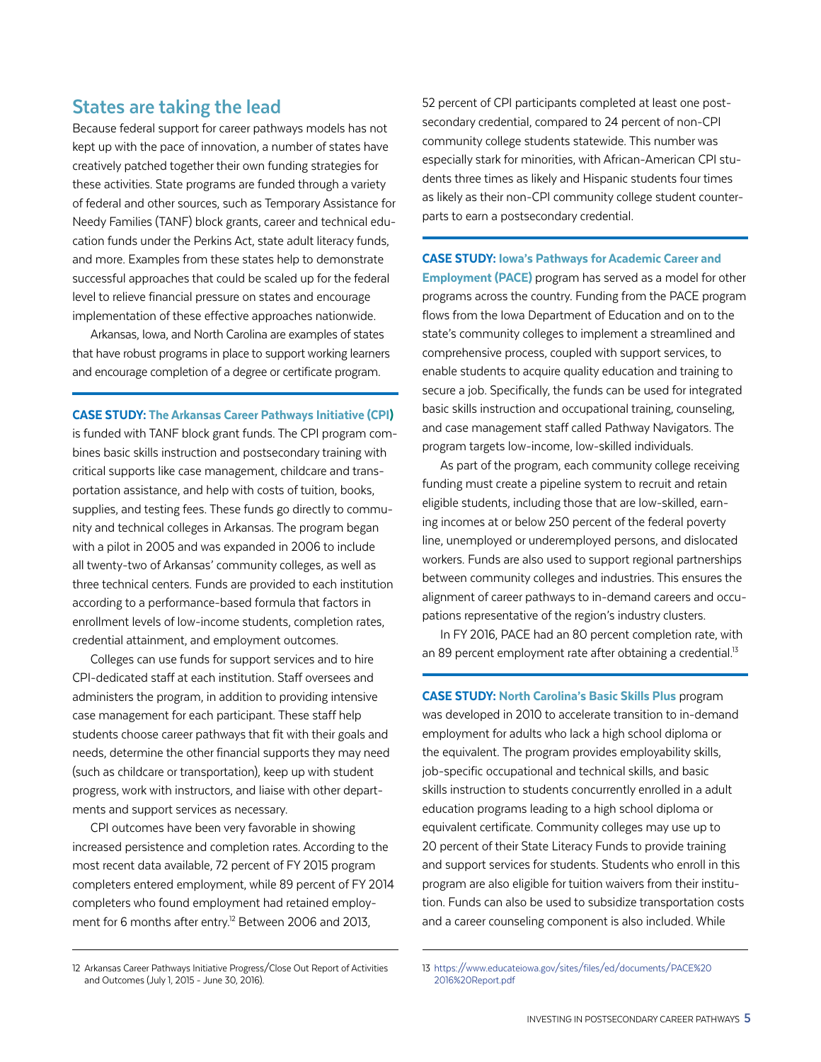## States are taking the lead

Because federal support for career pathways models has not kept up with the pace of innovation, a number of states have creatively patched together their own funding strategies for these activities. State programs are funded through a variety of federal and other sources, such as Temporary Assistance for Needy Families (TANF) block grants, career and technical education funds under the Perkins Act, state adult literacy funds, and more. Examples from these states help to demonstrate successful approaches that could be scaled up for the federal level to relieve financial pressure on states and encourage implementation of these effective approaches nationwide.

Arkansas, Iowa, and North Carolina are examples of states that have robust programs in place to support working learners and encourage completion of a degree or certificate program.

---

**CASE STUDY: The Arkansas Career Pathways Initiative (CPI)** is funded with TANF block grant funds. The CPI program combines basic skills instruction and postsecondary training with critical supports like case management, childcare and transportation assistance, and help with costs of tuition, books, supplies, and testing fees. These funds go directly to community and technical colleges in Arkansas. The program began with a pilot in 2005 and was expanded in 2006 to include all twenty-two of Arkansas' community colleges, as well as three technical centers. Funds are provided to each institution according to a performance-based formula that factors in enrollment levels of low-income students, completion rates, credential attainment, and employment outcomes.

Colleges can use funds for support services and to hire CPI-dedicated staff at each institution. Staff oversees and administers the program, in addition to providing intensive case management for each participant. These staff help students choose career pathways that fit with their goals and needs, determine the other financial supports they may need (such as childcare or transportation), keep up with student progress, work with instructors, and liaise with other departments and support services as necessary.

CPI outcomes have been very favorable in showing increased persistence and completion rates. According to the most recent data available, 72 percent of FY 2015 program completers entered employment, while 89 percent of FY 2014 completers who found employment had retained employment for 6 months after entry.[12] Between 2006 and 2013, 52 percent of CPI participants completed at least one postsecondary credential, compared to 24 percent of non-CPI community college students statewide. This number was especially stark for minorities, with African-American CPI students three times as likely and Hispanic students four times as likely as their non-CPI community college student counterparts to earn a postsecondary credential.

---

**CASE STUDY: Iowa's Pathways for Academic Career and Employment (PACE)** program has served as a model for other programs across the country. Funding from the PACE program flows from the Iowa Department of Education and on to the state's community colleges to implement a streamlined and comprehensive process, coupled with support services, to enable students to acquire quality education and training to secure a job. Specifically, the funds can be used for integrated basic skills instruction and occupational training, counseling, and case management staff called Pathway Navigators. The program targets low-income, low-skilled individuals.

As part of the program, each community college receiving funding must create a pipeline system to recruit and retain eligible students, including those that are low-skilled, earning incomes at or below 250 percent of the federal poverty line, unemployed or underemployed persons, and dislocated workers. Funds are also used to support regional partnerships between community colleges and industries. This ensures the alignment of career pathways to in-demand careers and occupations representative of the region's industry clusters.

In FY 2016, PACE had an 80 percent completion rate, with an 89 percent employment rate after obtaining a credential.[13]

---

**CASE STUDY: North Carolina's Basic Skills Plus** program was developed in 2010 to accelerate transition to in-demand employment for adults who lack a high school diploma or the equivalent. The program provides employability skills, job-specific occupational and technical skills, and basic skills instruction to students concurrently enrolled in a adult education programs leading to a high school diploma or equivalent certificate. Community colleges may use up to 20 percent of their State Literacy Funds to provide training and support services for students. Students who enroll in this program are also eligible for tuition waivers from their institution. Funds can also be used to subsidize transportation costs and a career counseling component is also included. While

---

12 Arkansas Career Pathways Initiative Progress/Close Out Report of Activities and Outcomes (July 1, 2015 - June 30, 2016).

13 https://www.educateiowa.gov/sites/files/ed/documents/PACE%20 2016%20Report.pdf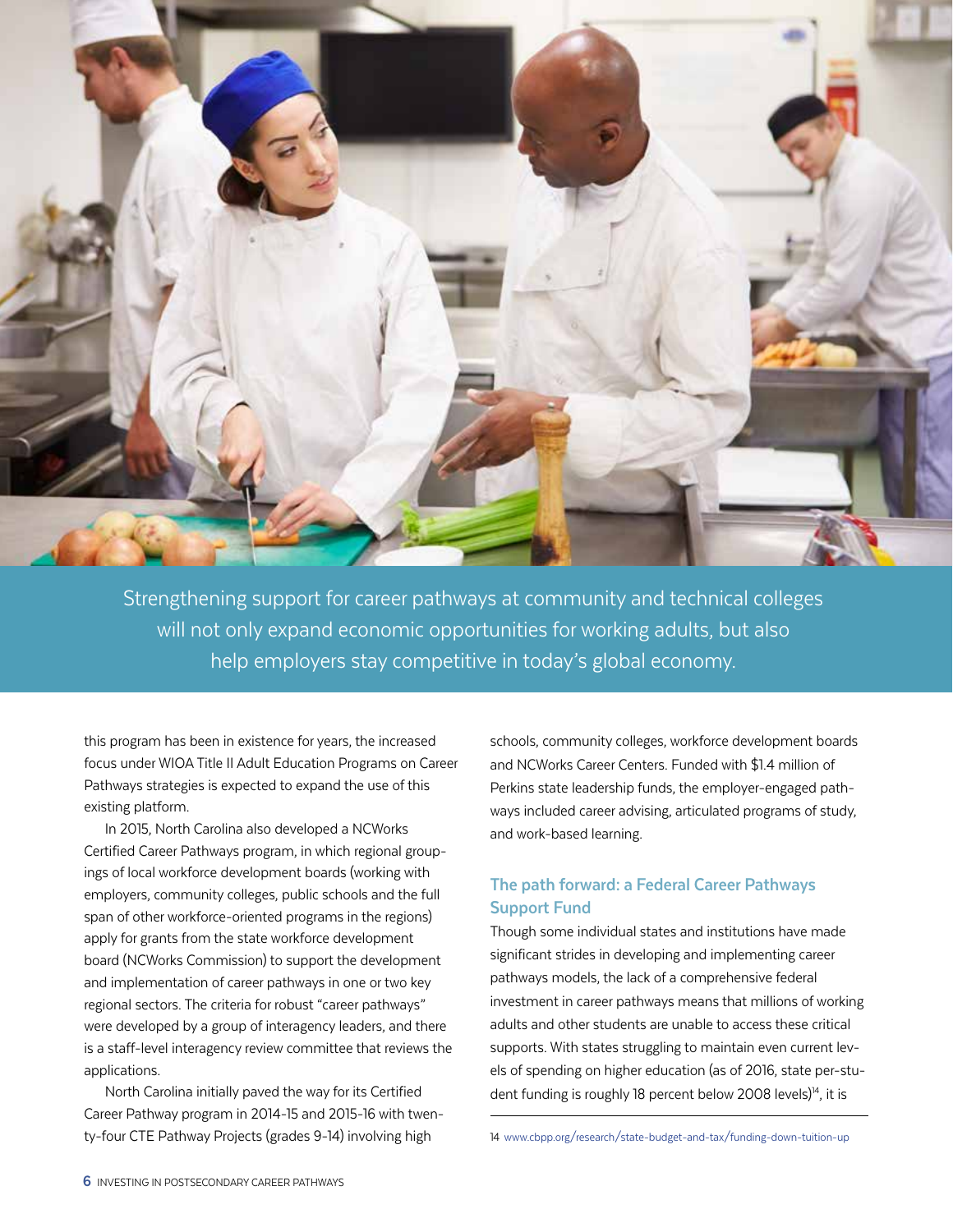Strengthening support for career pathways at community and technical colleges will not only expand economic opportunities for working adults, but also help employers stay competitive in today's global economy.

this program has been in existence for years, the increased focus under WIOA Title II Adult Education Programs on Career Pathways strategies is expected to expand the use of this existing platform.

In 2015, North Carolina also developed a NCWorks Certified Career Pathways program, in which regional groupings of local workforce development boards (working with employers, community colleges, public schools and the full span of other workforce-oriented programs in the regions) apply for grants from the state workforce development board (NCWorks Commission) to support the development and implementation of career pathways in one or two key regional sectors. The criteria for robust "career pathways" were developed by a group of interagency leaders, and there is a staff-level interagency review committee that reviews the applications.

North Carolina initially paved the way for its Certified Career Pathway program in 2014-15 and 2015-16 with twenty-four CTE Pathway Projects (grades 9-14) involving high schools, community colleges, workforce development boards and NCWorks Career Centers. Funded with $1.4 million of Perkins state leadership funds, the employer-engaged pathways included career advising, articulated programs of study, and work-based learning.

### The path forward: a Federal Career Pathways Support Fund

Though some individual states and institutions have made significant strides in developing and implementing career pathways models, the lack of a comprehensive federal investment in career pathways means that millions of working adults and other students are unable to access these critical supports. With states struggling to maintain even current levels of spending on higher education (as of 2016, state per-student funding is roughly 18 percent below 2008 levels)[14], it is

14 www.cbpp.org/research/state-budget-and-tax/funding-down-tuition-up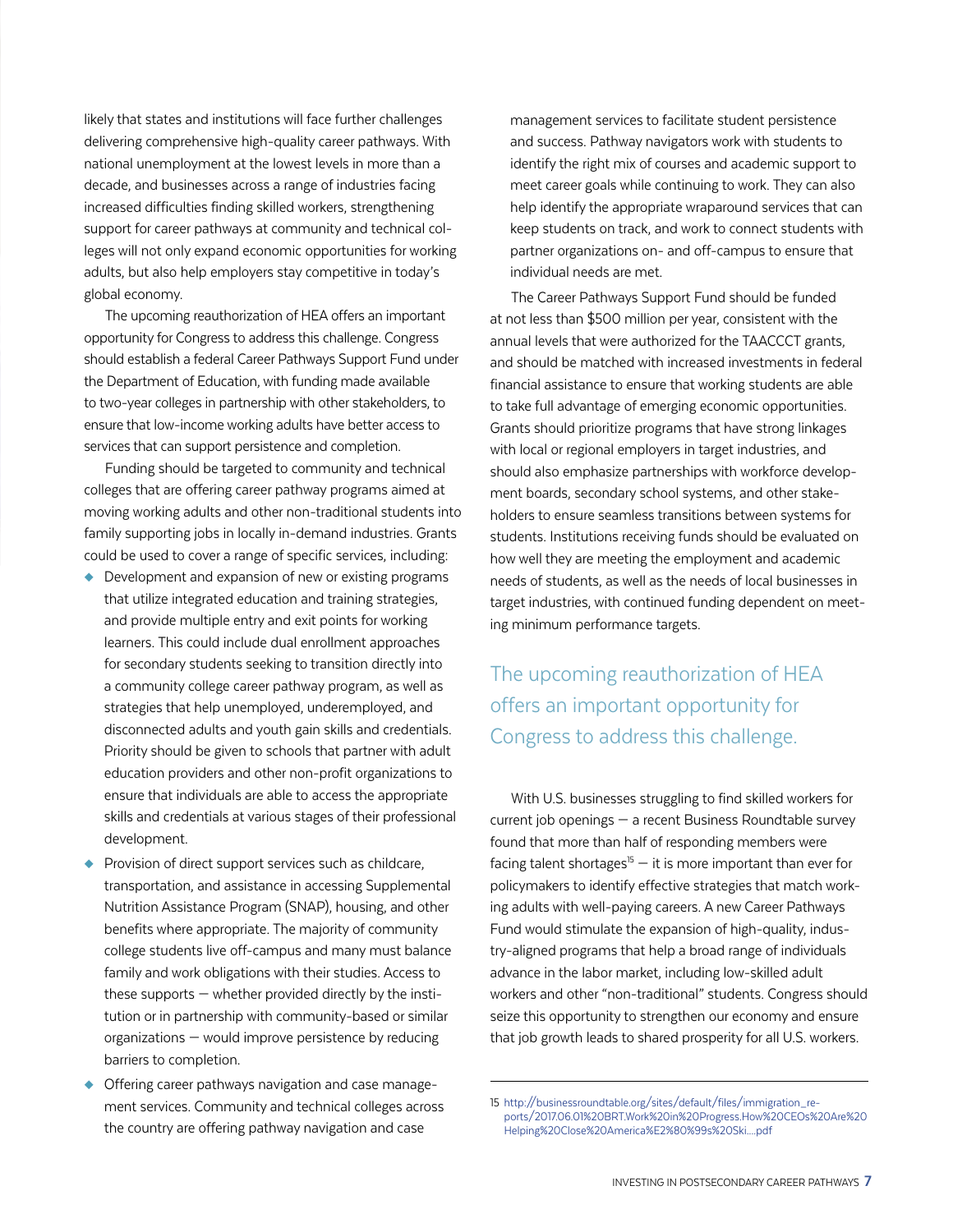likely that states and institutions will face further challenges delivering comprehensive high-quality career pathways. With national unemployment at the lowest levels in more than a decade, and businesses across a range of industries facing increased difficulties finding skilled workers, strengthening support for career pathways at community and technical colleges will not only expand economic opportunities for working adults, but also help employers stay competitive in today's global economy.

The upcoming reauthorization of HEA offers an important opportunity for Congress to address this challenge. Congress should establish a federal Career Pathways Support Fund under the Department of Education, with funding made available to two-year colleges in partnership with other stakeholders, to ensure that low-income working adults have better access to services that can support persistence and completion.

Funding should be targeted to community and technical colleges that are offering career pathway programs aimed at moving working adults and other non-traditional students into family supporting jobs in locally in-demand industries. Grants could be used to cover a range of specific services, including:

- Development and expansion of new or existing programs that utilize integrated education and training strategies, and provide multiple entry and exit points for working learners. This could include dual enrollment approaches for secondary students seeking to transition directly into a community college career pathway program, as well as strategies that help unemployed, underemployed, and disconnected adults and youth gain skills and credentials. Priority should be given to schools that partner with adult education providers and other non-profit organizations to ensure that individuals are able to access the appropriate skills and credentials at various stages of their professional development.
- Provision of direct support services such as childcare, transportation, and assistance in accessing Supplemental Nutrition Assistance Program (SNAP), housing, and other benefits where appropriate. The majority of community college students live off-campus and many must balance family and work obligations with their studies. Access to these supports — whether provided directly by the institution or in partnership with community-based or similar organizations — would improve persistence by reducing barriers to completion.
- Offering career pathways navigation and case management services. Community and technical colleges across the country are offering pathway navigation and case management services to facilitate student persistence and success. Pathway navigators work with students to identify the right mix of courses and academic support to meet career goals while continuing to work. They can also help identify the appropriate wraparound services that can keep students on track, and work to connect students with partner organizations on- and off-campus to ensure that individual needs are met.

The Career Pathways Support Fund should be funded at not less than $500 million per year, consistent with the annual levels that were authorized for the TAACCCT grants, and should be matched with increased investments in federal financial assistance to ensure that working students are able to take full advantage of emerging economic opportunities. Grants should prioritize programs that have strong linkages with local or regional employers in target industries, and should also emphasize partnerships with workforce development boards, secondary school systems, and other stakeholders to ensure seamless transitions between systems for students. Institutions receiving funds should be evaluated on how well they are meeting the employment and academic needs of students, as well as the needs of local businesses in target industries, with continued funding dependent on meeting minimum performance targets.

> The upcoming reauthorization of HEA offers an important opportunity for Congress to address this challenge.

With U.S. businesses struggling to find skilled workers for current job openings — a recent Business Roundtable survey found that more than half of responding members were facing talent shortages[15] — it is more important than ever for policymakers to identify effective strategies that match working adults with well-paying careers. A new Career Pathways Fund would stimulate the expansion of high-quality, industry-aligned programs that help a broad range of individuals advance in the labor market, including low-skilled adult workers and other "non-traditional" students. Congress should seize this opportunity to strengthen our economy and ensure that job growth leads to shared prosperity for all U.S. workers.

---

15 http://businessroundtable.org/sites/default/files/immigration_reports/2017.06.01%20BRT.Work%20in%20Progress.How%20CEOs%20Are%20Helping%20Close%20America%E2%80%99s%20Ski....pdf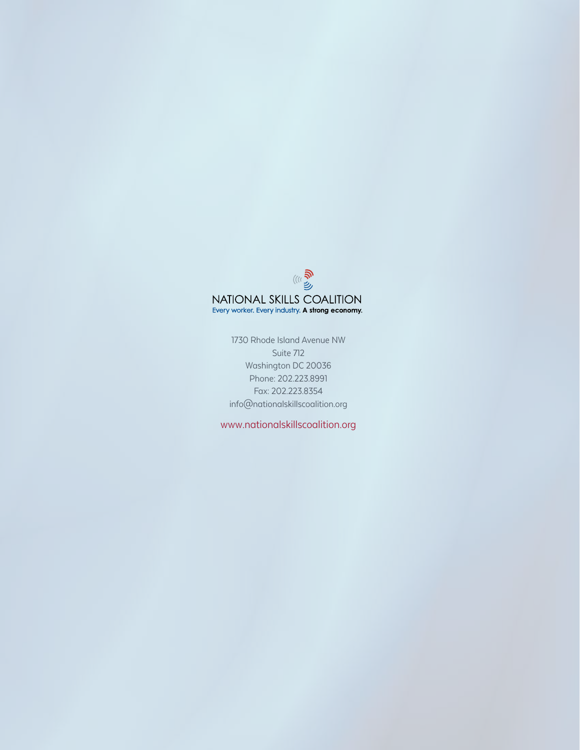NATIONAL SKILLS COALITION

Every worker. Every industry. **A strong economy.**

1730 Rhode Island Avenue NW
Suite 712
Washington DC 20036
Phone: 202.223.8991
Fax: 202.223.8354
info@nationalskillscoalition.org

www.nationalskillscoalition.org